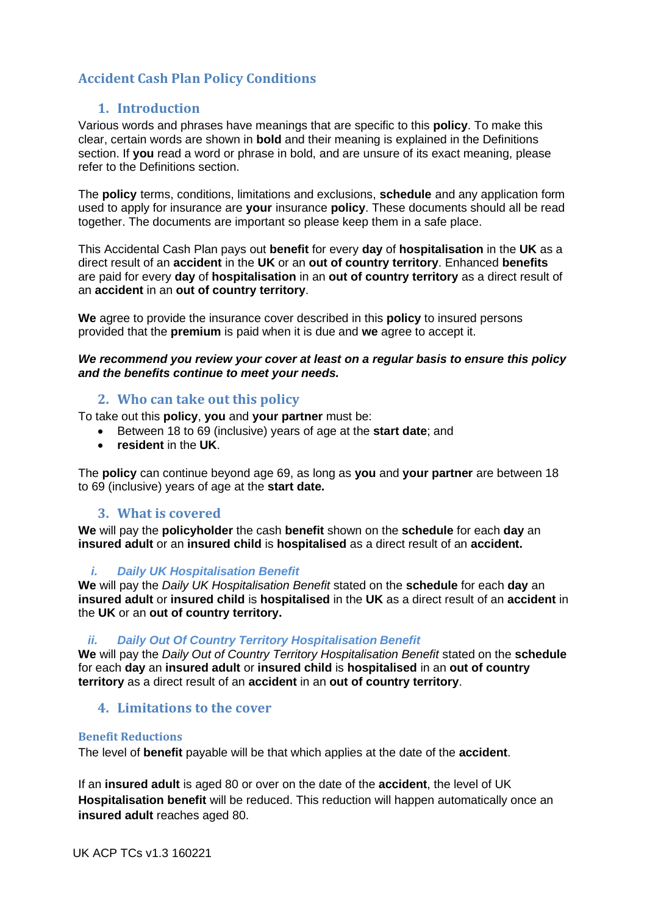# Accident Cash Plan Policy Conditions

## 1. Introduction

Various words and phrases have meanings that are specific to this **policy**. To make this clear, certain words are shown in **bold** and their meaning is explained in the Definitions section. If **you** read a word or phrase in bold, and are unsure of its exact meaning, please refer to the Definitions section.

The **policy** terms, conditions, limitations and exclusions, **schedule** and any application form used to apply for insurance are **your** insurance **policy**. These documents should all be read together. The documents are important so please keep them in a safe place.

This Accidental Cash Plan pays out **benefit** for every **day** of **hospitalisation** in the **UK** as a direct result of an **accident** in the **UK** or an **out of country territory**. Enhanced **benefits** are paid for every **day** of **hospitalisation** in an **out of country territory** as a direct result of an **accident** in an **out of country territory**.

**We** agree to provide the insurance cover described in this **policy** to insured persons provided that the **premium** is paid when it is due and **we** agree to accept it.

***We recommend you review your cover at least on a regular basis to ensure this policy and the benefits continue to meet your needs.***

## 2. Who can take out this policy

To take out this **policy**, **you** and **your partner** must be:

- Between 18 to 69 (inclusive) years of age at the **start date**; and
- **resident** in the **UK**.

The **policy** can continue beyond age 69, as long as **you** and **your partner** are between 18 to 69 (inclusive) years of age at the **start date.**

## 3. What is covered

**We** will pay the **policyholder** the cash **benefit** shown on the **schedule** for each **day** an **insured adult** or an **insured child** is **hospitalised** as a direct result of an **accident.**

### *i. Daily UK Hospitalisation Benefit*

**We** will pay the *Daily UK Hospitalisation Benefit* stated on the **schedule** for each **day** an **insured adult** or **insured child** is **hospitalised** in the **UK** as a direct result of an **accident** in the **UK** or an **out of country territory.**

### *ii. Daily Out Of Country Territory Hospitalisation Benefit*

**We** will pay the *Daily Out of Country Territory Hospitalisation Benefit* stated on the **schedule** for each **day** an **insured adult** or **insured child** is **hospitalised** in an **out of country territory** as a direct result of an **accident** in an **out of country territory**.

## 4. Limitations to the cover

### Benefit Reductions

The level of **benefit** payable will be that which applies at the date of the **accident**.

If an **insured adult** is aged 80 or over on the date of the **accident**, the level of UK **Hospitalisation benefit** will be reduced. This reduction will happen automatically once an **insured adult** reaches aged 80.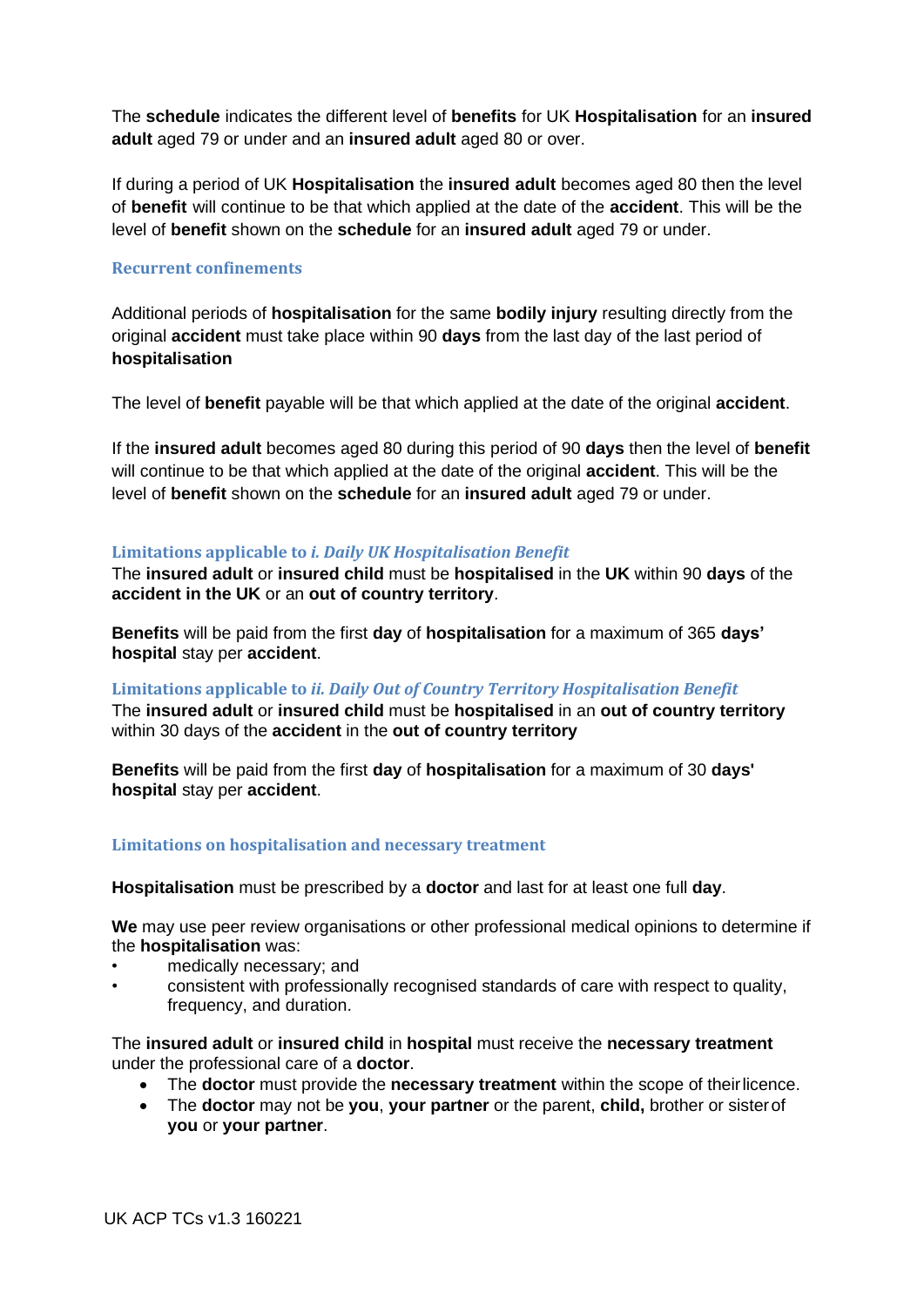The **schedule** indicates the different level of **benefits** for UK **Hospitalisation** for an **insured adult** aged 79 or under and an **insured adult** aged 80 or over.

If during a period of UK **Hospitalisation** the **insured adult** becomes aged 80 then the level of **benefit** will continue to be that which applied at the date of the **accident**. This will be the level of **benefit** shown on the **schedule** for an **insured adult** aged 79 or under.

### Recurrent confinements

Additional periods of **hospitalisation** for the same **bodily injury** resulting directly from the original **accident** must take place within 90 **days** from the last day of the last period of **hospitalisation**

The level of **benefit** payable will be that which applied at the date of the original **accident**.

If the **insured adult** becomes aged 80 during this period of 90 **days** then the level of **benefit** will continue to be that which applied at the date of the original **accident**. This will be the level of **benefit** shown on the **schedule** for an **insured adult** aged 79 or under.

### Limitations applicable to *i. Daily UK Hospitalisation Benefit*

The **insured adult** or **insured child** must be **hospitalised** in the **UK** within 90 **days** of the **accident in the UK** or an **out of country territory**.

**Benefits** will be paid from the first **day** of **hospitalisation** for a maximum of 365 **days' hospital** stay per **accident**.

### Limitations applicable to *ii. Daily Out of Country Territory Hospitalisation Benefit*

The **insured adult** or **insured child** must be **hospitalised** in an **out of country territory** within 30 days of the **accident** in the **out of country territory**

**Benefits** will be paid from the first **day** of **hospitalisation** for a maximum of 30 **days' hospital** stay per **accident**.

### Limitations on hospitalisation and necessary treatment

**Hospitalisation** must be prescribed by a **doctor** and last for at least one full **day**.

**We** may use peer review organisations or other professional medical opinions to determine if the **hospitalisation** was:

- medically necessary; and
- consistent with professionally recognised standards of care with respect to quality, frequency, and duration.

The **insured adult** or **insured child** in **hospital** must receive the **necessary treatment** under the professional care of a **doctor**.

- The **doctor** must provide the **necessary treatment** within the scope of their licence.
- The **doctor** may not be **you**, **your partner** or the parent, **child,** brother or sister of **you** or **your partner**.

UK ACP TCs v1.3 160221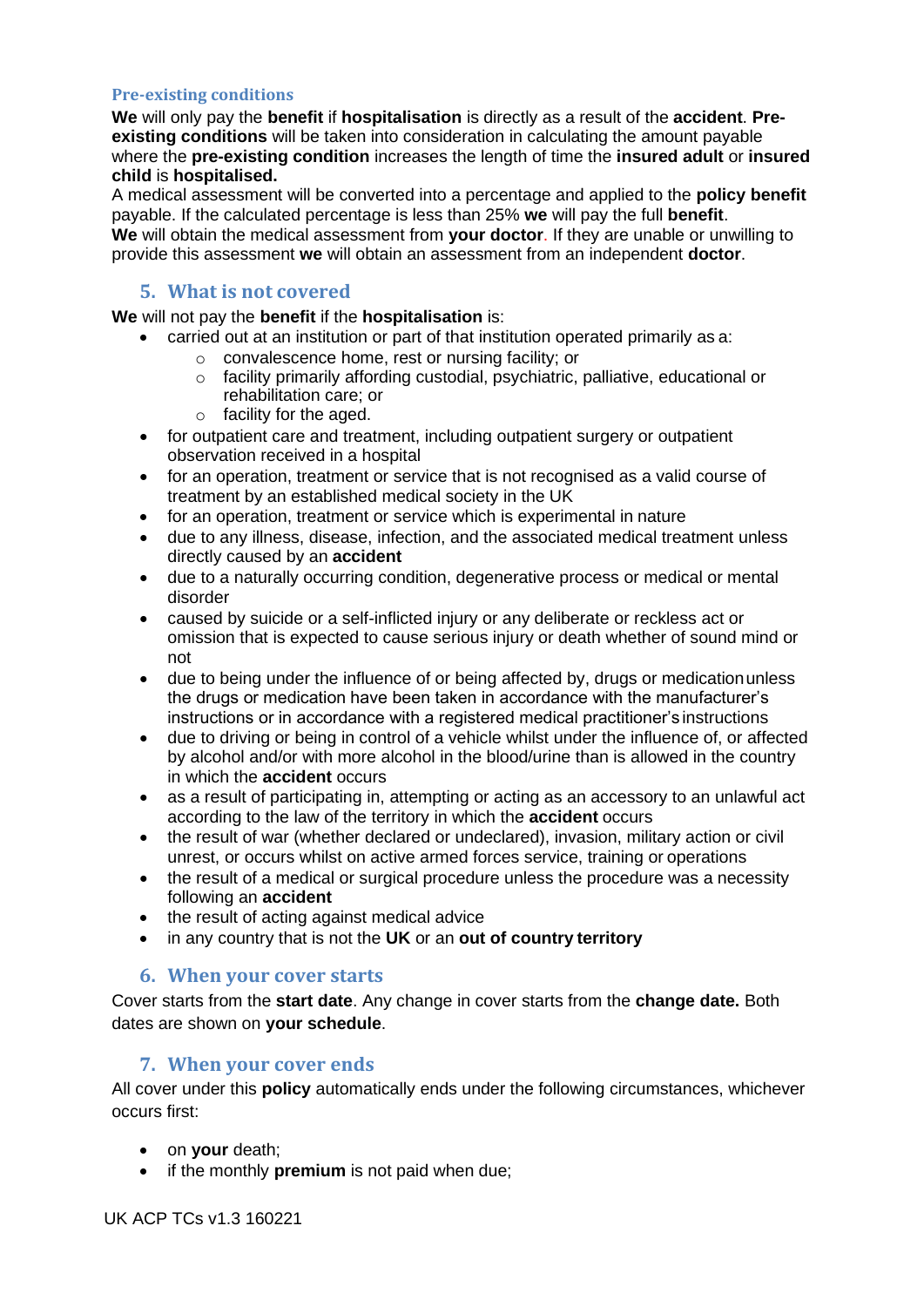### Pre-existing conditions

**We** will only pay the **benefit** if **hospitalisation** is directly as a result of the **accident**. **Pre-existing conditions** will be taken into consideration in calculating the amount payable where the **pre-existing condition** increases the length of time the **insured adult** or **insured child** is **hospitalised.**

A medical assessment will be converted into a percentage and applied to the **policy benefit** payable. If the calculated percentage is less than 25% **we** will pay the full **benefit**.

**We** will obtain the medical assessment from **your doctor**. If they are unable or unwilling to provide this assessment **we** will obtain an assessment from an independent **doctor**.

## 5. What is not covered

**We** will not pay the **benefit** if the **hospitalisation** is:

- carried out at an institution or part of that institution operated primarily as a:
  - convalescence home, rest or nursing facility; or
  - facility primarily affording custodial, psychiatric, palliative, educational or rehabilitation care; or
  - facility for the aged.
- for outpatient care and treatment, including outpatient surgery or outpatient observation received in a hospital
- for an operation, treatment or service that is not recognised as a valid course of treatment by an established medical society in the UK
- for an operation, treatment or service which is experimental in nature
- due to any illness, disease, infection, and the associated medical treatment unless directly caused by an **accident**
- due to a naturally occurring condition, degenerative process or medical or mental disorder
- caused by suicide or a self-inflicted injury or any deliberate or reckless act or omission that is expected to cause serious injury or death whether of sound mind or not
- due to being under the influence of or being affected by, drugs or medication unless the drugs or medication have been taken in accordance with the manufacturer's instructions or in accordance with a registered medical practitioner's instructions
- due to driving or being in control of a vehicle whilst under the influence of, or affected by alcohol and/or with more alcohol in the blood/urine than is allowed in the country in which the **accident** occurs
- as a result of participating in, attempting or acting as an accessory to an unlawful act according to the law of the territory in which the **accident** occurs
- the result of war (whether declared or undeclared), invasion, military action or civil unrest, or occurs whilst on active armed forces service, training or operations
- the result of a medical or surgical procedure unless the procedure was a necessity following an **accident**
- the result of acting against medical advice
- in any country that is not the **UK** or an **out of country territory**

## 6. When your cover starts

Cover starts from the **start date**. Any change in cover starts from the **change date.** Both dates are shown on **your schedule**.

## 7. When your cover ends

All cover under this **policy** automatically ends under the following circumstances, whichever occurs first:

- on **your** death;
- if the monthly **premium** is not paid when due;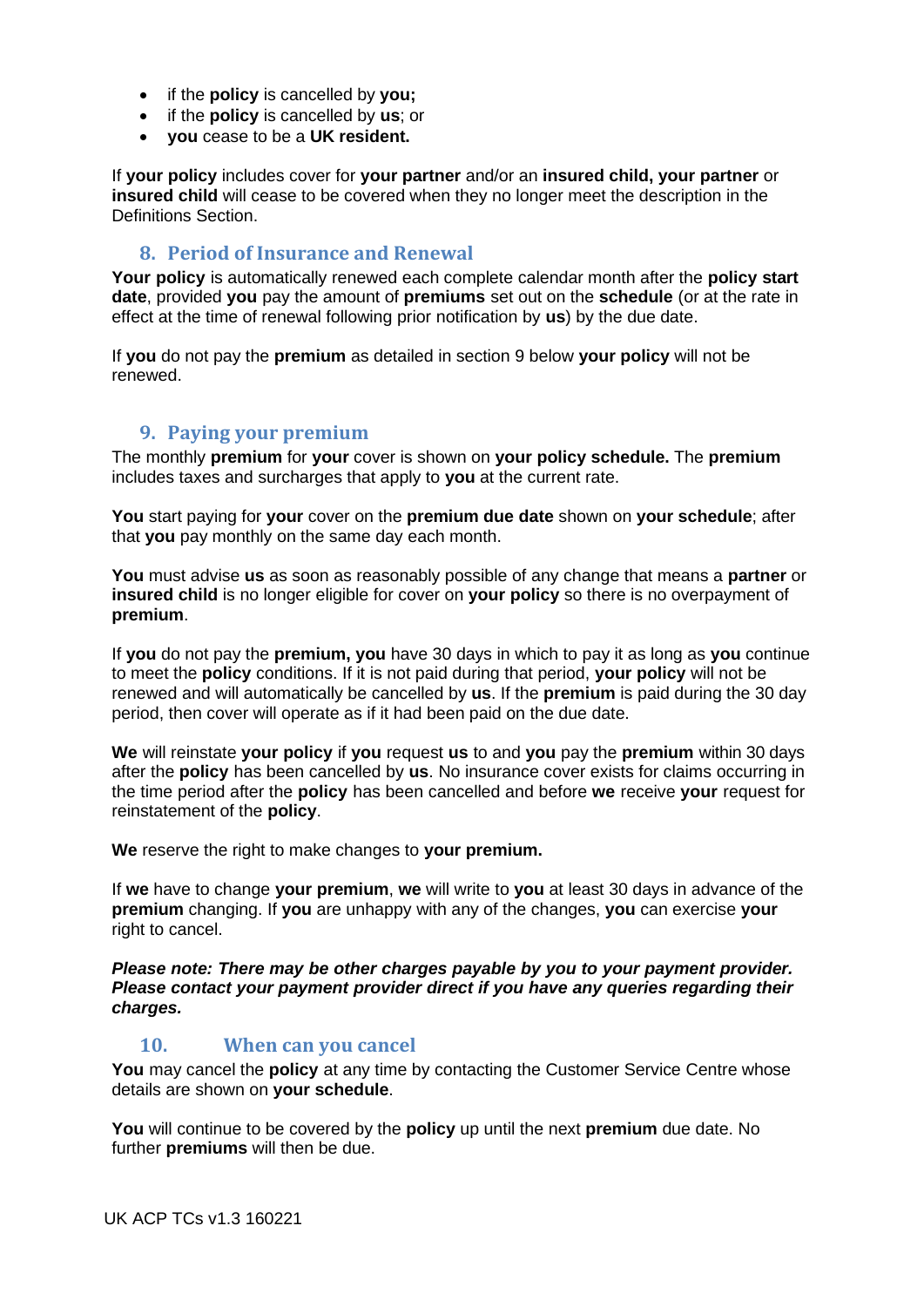- if the **policy** is cancelled by **you;**
- if the **policy** is cancelled by **us**; or
- **you** cease to be a **UK resident.**

If **your policy** includes cover for **your partner** and/or an **insured child, your partner** or **insured child** will cease to be covered when they no longer meet the description in the Definitions Section.

## 8. Period of Insurance and Renewal

**Your policy** is automatically renewed each complete calendar month after the **policy start date**, provided **you** pay the amount of **premiums** set out on the **schedule** (or at the rate in effect at the time of renewal following prior notification by **us**) by the due date.

If **you** do not pay the **premium** as detailed in section 9 below **your policy** will not be renewed.

## 9. Paying your premium

The monthly **premium** for **your** cover is shown on **your policy schedule.** The **premium** includes taxes and surcharges that apply to **you** at the current rate.

**You** start paying for **your** cover on the **premium due date** shown on **your schedule**; after that **you** pay monthly on the same day each month.

**You** must advise **us** as soon as reasonably possible of any change that means a **partner** or **insured child** is no longer eligible for cover on **your policy** so there is no overpayment of **premium**.

If **you** do not pay the **premium, you** have 30 days in which to pay it as long as **you** continue to meet the **policy** conditions. If it is not paid during that period, **your policy** will not be renewed and will automatically be cancelled by **us**. If the **premium** is paid during the 30 day period, then cover will operate as if it had been paid on the due date.

**We** will reinstate **your policy** if **you** request **us** to and **you** pay the **premium** within 30 days after the **policy** has been cancelled by **us**. No insurance cover exists for claims occurring in the time period after the **policy** has been cancelled and before **we** receive **your** request for reinstatement of the **policy**.

**We** reserve the right to make changes to **your premium.**

If **we** have to change **your premium**, **we** will write to **you** at least 30 days in advance of the **premium** changing. If **you** are unhappy with any of the changes, **you** can exercise **your** right to cancel.

***Please note: There may be other charges payable by you to your payment provider. Please contact your payment provider direct if you have any queries regarding their charges.***

## 10. When can you cancel

**You** may cancel the **policy** at any time by contacting the Customer Service Centre whose details are shown on **your schedule**.

**You** will continue to be covered by the **policy** up until the next **premium** due date. No further **premiums** will then be due.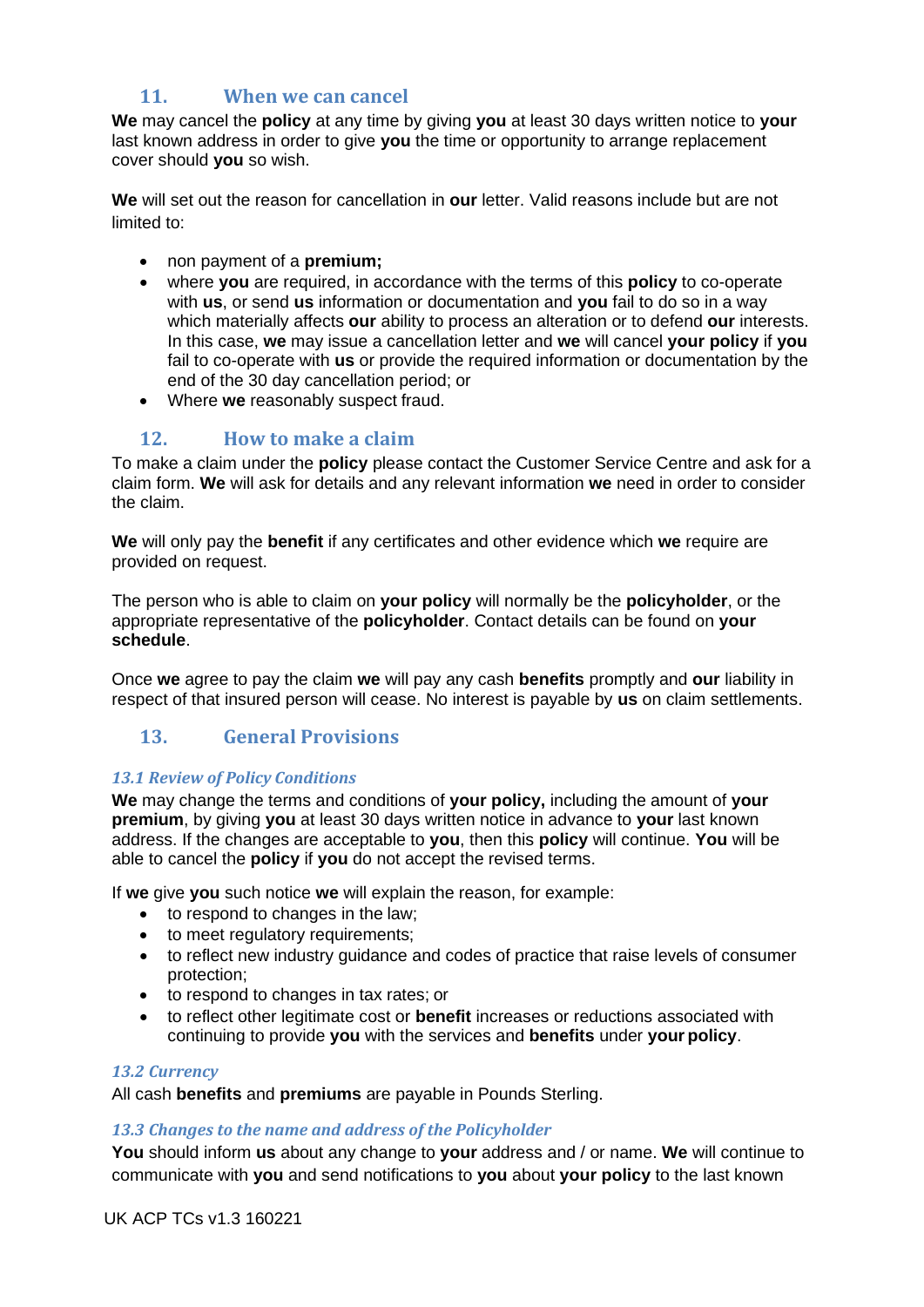## 11. When we can cancel

**We** may cancel the **policy** at any time by giving **you** at least 30 days written notice to **your** last known address in order to give **you** the time or opportunity to arrange replacement cover should **you** so wish.

**We** will set out the reason for cancellation in **our** letter. Valid reasons include but are not limited to:

- non payment of a **premium;**
- where **you** are required, in accordance with the terms of this **policy** to co-operate with **us**, or send **us** information or documentation and **you** fail to do so in a way which materially affects **our** ability to process an alteration or to defend **our** interests. In this case, **we** may issue a cancellation letter and **we** will cancel **your policy** if **you** fail to co-operate with **us** or provide the required information or documentation by the end of the 30 day cancellation period; or
- Where **we** reasonably suspect fraud.

## 12. How to make a claim

To make a claim under the **policy** please contact the Customer Service Centre and ask for a claim form. **We** will ask for details and any relevant information **we** need in order to consider the claim.

**We** will only pay the **benefit** if any certificates and other evidence which **we** require are provided on request.

The person who is able to claim on **your policy** will normally be the **policyholder**, or the appropriate representative of the **policyholder**. Contact details can be found on **your schedule**.

Once **we** agree to pay the claim **we** will pay any cash **benefits** promptly and **our** liability in respect of that insured person will cease. No interest is payable by **us** on claim settlements.

## 13. General Provisions

### *13.1 Review of Policy Conditions*

**We** may change the terms and conditions of **your policy,** including the amount of **your premium**, by giving **you** at least 30 days written notice in advance to **your** last known address. If the changes are acceptable to **you**, then this **policy** will continue. **You** will be able to cancel the **policy** if **you** do not accept the revised terms.

If **we** give **you** such notice **we** will explain the reason, for example:

- to respond to changes in the law;
- to meet regulatory requirements;
- to reflect new industry guidance and codes of practice that raise levels of consumer protection;
- to respond to changes in tax rates; or
- to reflect other legitimate cost or **benefit** increases or reductions associated with continuing to provide **you** with the services and **benefits** under **your policy**.

### *13.2 Currency*

All cash **benefits** and **premiums** are payable in Pounds Sterling.

### *13.3 Changes to the name and address of the Policyholder*

**You** should inform **us** about any change to **your** address and / or name. **We** will continue to communicate with **you** and send notifications to **you** about **your policy** to the last known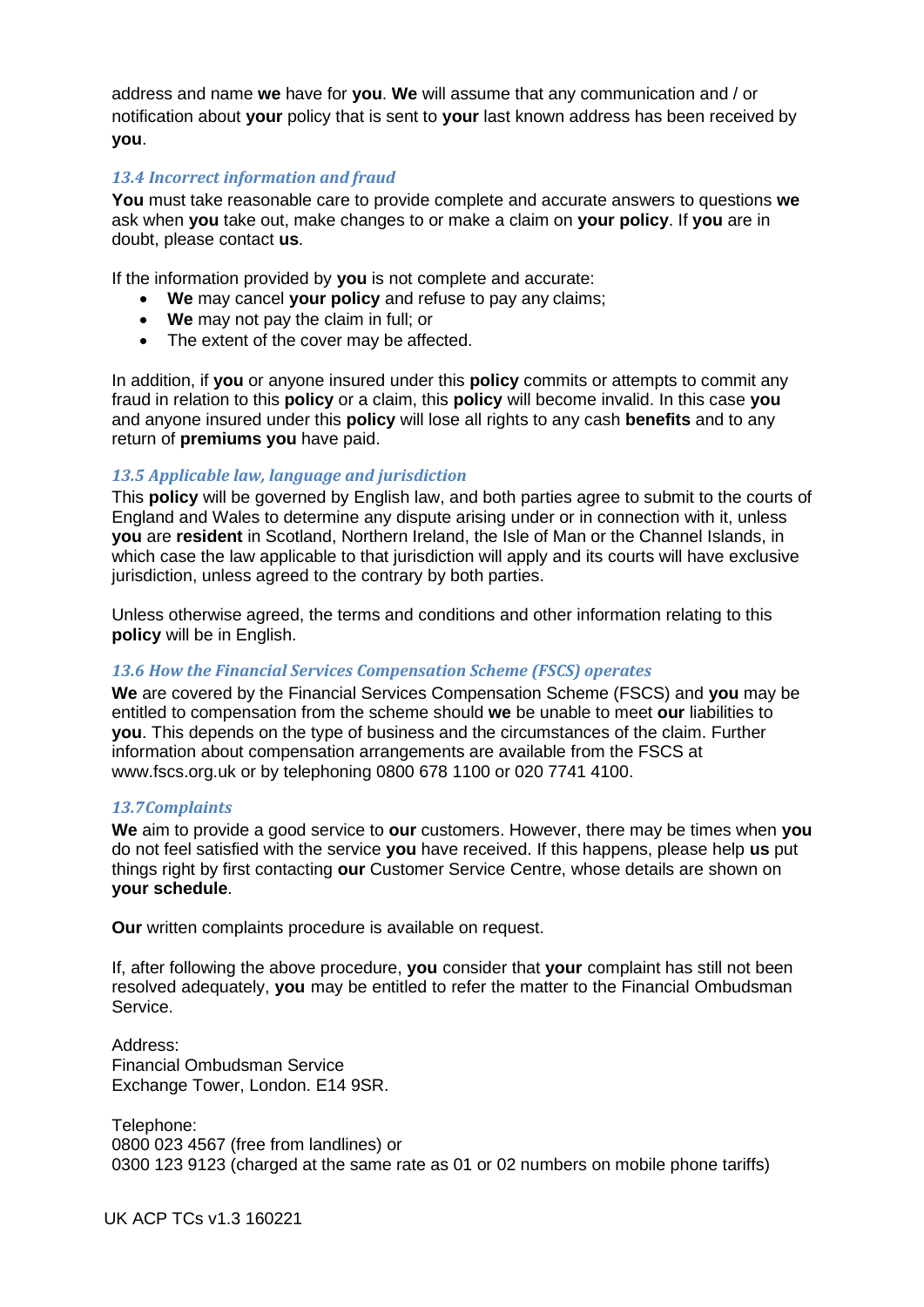address and name **we** have for **you**. **We** will assume that any communication and / or notification about **your** policy that is sent to **your** last known address has been received by **you**.

### *13.4 Incorrect information and fraud*

**You** must take reasonable care to provide complete and accurate answers to questions **we** ask when **you** take out, make changes to or make a claim on **your policy**. If **you** are in doubt, please contact **us**.

If the information provided by **you** is not complete and accurate:

- **We** may cancel **your policy** and refuse to pay any claims;
- **We** may not pay the claim in full; or
- The extent of the cover may be affected.

In addition, if **you** or anyone insured under this **policy** commits or attempts to commit any fraud in relation to this **policy** or a claim, this **policy** will become invalid. In this case **you** and anyone insured under this **policy** will lose all rights to any cash **benefits** and to any return of **premiums you** have paid.

### *13.5 Applicable law, language and jurisdiction*

This **policy** will be governed by English law, and both parties agree to submit to the courts of England and Wales to determine any dispute arising under or in connection with it, unless **you** are **resident** in Scotland, Northern Ireland, the Isle of Man or the Channel Islands, in which case the law applicable to that jurisdiction will apply and its courts will have exclusive jurisdiction, unless agreed to the contrary by both parties.

Unless otherwise agreed, the terms and conditions and other information relating to this **policy** will be in English.

### *13.6 How the Financial Services Compensation Scheme (FSCS) operates*

**We** are covered by the Financial Services Compensation Scheme (FSCS) and **you** may be entitled to compensation from the scheme should **we** be unable to meet **our** liabilities to **you**. This depends on the type of business and the circumstances of the claim. Further information about compensation arrangements are available from the FSCS at www.fscs.org.uk or by telephoning 0800 678 1100 or 020 7741 4100.

### *13.7Complaints*

**We** aim to provide a good service to **our** customers. However, there may be times when **you** do not feel satisfied with the service **you** have received. If this happens, please help **us** put things right by first contacting **our** Customer Service Centre, whose details are shown on **your schedule**.

**Our** written complaints procedure is available on request.

If, after following the above procedure, **you** consider that **your** complaint has still not been resolved adequately, **you** may be entitled to refer the matter to the Financial Ombudsman Service.

Address:
Financial Ombudsman Service
Exchange Tower, London. E14 9SR.

Telephone:
0800 023 4567 (free from landlines) or
0300 123 9123 (charged at the same rate as 01 or 02 numbers on mobile phone tariffs)

UK ACP TCs v1.3 160221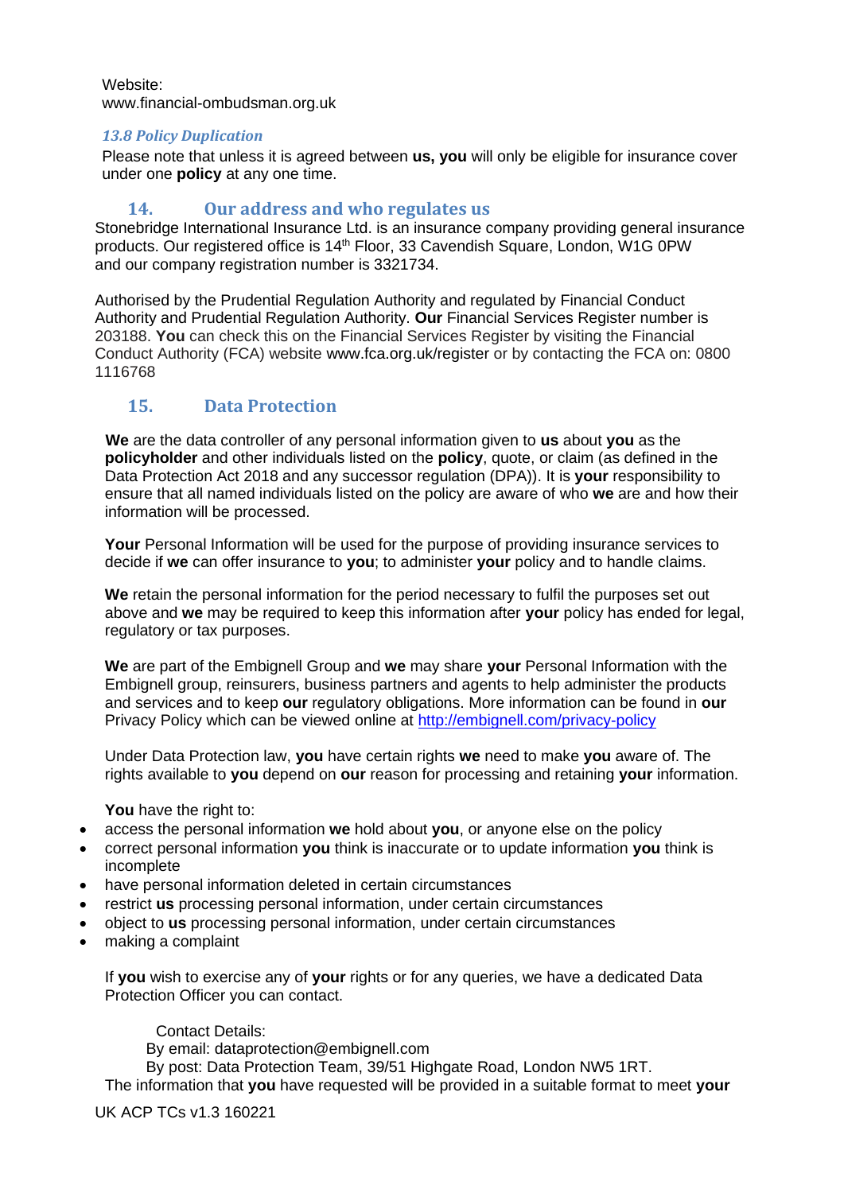Website:
www.financial-ombudsman.org.uk

### *13.8 Policy Duplication*

Please note that unless it is agreed between **us, you** will only be eligible for insurance cover under one **policy** at any one time.

## 14. Our address and who regulates us

Stonebridge International Insurance Ltd. is an insurance company providing general insurance products. Our registered office is 14th Floor, 33 Cavendish Square, London, W1G 0PW and our company registration number is 3321734.

Authorised by the Prudential Regulation Authority and regulated by Financial Conduct Authority and Prudential Regulation Authority. **Our** Financial Services Register number is 203188. **You** can check this on the Financial Services Register by visiting the Financial Conduct Authority (FCA) website www.fca.org.uk/register or by contacting the FCA on: 0800 1116768

## 15. Data Protection

**We** are the data controller of any personal information given to **us** about **you** as the **policyholder** and other individuals listed on the **policy**, quote, or claim (as defined in the Data Protection Act 2018 and any successor regulation (DPA)). It is **your** responsibility to ensure that all named individuals listed on the policy are aware of who **we** are and how their information will be processed.

**Your** Personal Information will be used for the purpose of providing insurance services to decide if **we** can offer insurance to **you**; to administer **your** policy and to handle claims.

**We** retain the personal information for the period necessary to fulfil the purposes set out above and **we** may be required to keep this information after **your** policy has ended for legal, regulatory or tax purposes.

**We** are part of the Embignell Group and **we** may share **your** Personal Information with the Embignell group, reinsurers, business partners and agents to help administer the products and services and to keep **our** regulatory obligations. More information can be found in **our** Privacy Policy which can be viewed online at http://embignell.com/privacy-policy

Under Data Protection law, **you** have certain rights **we** need to make **you** aware of. The rights available to **you** depend on **our** reason for processing and retaining **your** information.

**You** have the right to:

- access the personal information **we** hold about **you**, or anyone else on the policy
- correct personal information **you** think is inaccurate or to update information **you** think is incomplete
- have personal information deleted in certain circumstances
- restrict **us** processing personal information, under certain circumstances
- object to **us** processing personal information, under certain circumstances
- making a complaint

If **you** wish to exercise any of **your** rights or for any queries, we have a dedicated Data Protection Officer you can contact.

Contact Details:
By email: dataprotection@embignell.com
By post: Data Protection Team, 39/51 Highgate Road, London NW5 1RT.

The information that **you** have requested will be provided in a suitable format to meet **your**

UK ACP TCs v1.3 160221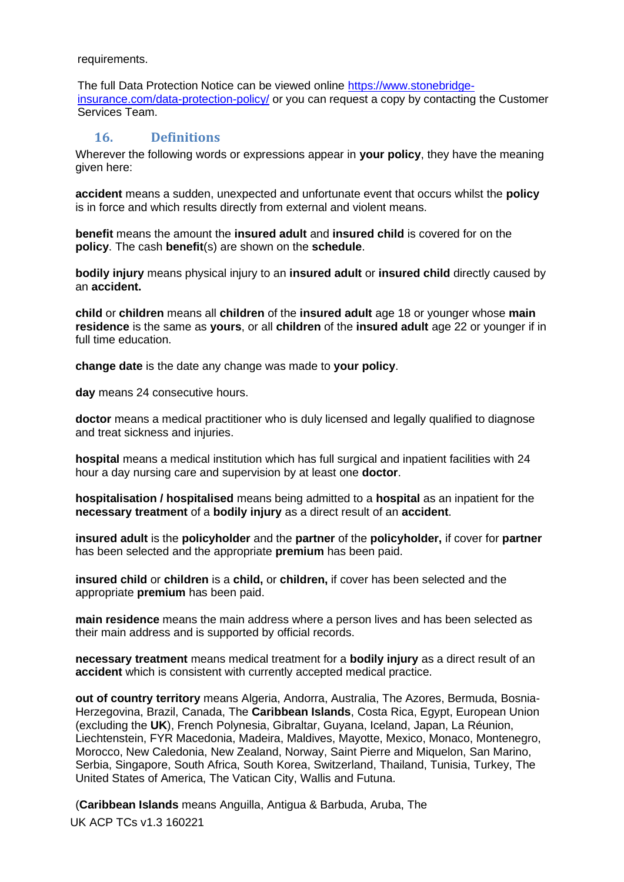requirements.

The full Data Protection Notice can be viewed online [https://www.stonebridge-insurance.com/data-protection-policy/](https://www.stonebridge-insurance.com/data-protection-policy/) or you can request a copy by contacting the Customer Services Team.

## 16. Definitions

Wherever the following words or expressions appear in **your policy**, they have the meaning given here:

**accident** means a sudden, unexpected and unfortunate event that occurs whilst the **policy** is in force and which results directly from external and violent means.

**benefit** means the amount the **insured adult** and **insured child** is covered for on the **policy**. The cash **benefit**(s) are shown on the **schedule**.

**bodily injury** means physical injury to an **insured adult** or **insured child** directly caused by an **accident.**

**child** or **children** means all **children** of the **insured adult** age 18 or younger whose **main residence** is the same as **yours**, or all **children** of the **insured adult** age 22 or younger if in full time education.

**change date** is the date any change was made to **your policy**.

**day** means 24 consecutive hours.

**doctor** means a medical practitioner who is duly licensed and legally qualified to diagnose and treat sickness and injuries.

**hospital** means a medical institution which has full surgical and inpatient facilities with 24 hour a day nursing care and supervision by at least one **doctor**.

**hospitalisation / hospitalised** means being admitted to a **hospital** as an inpatient for the **necessary treatment** of a **bodily injury** as a direct result of an **accident**.

**insured adult** is the **policyholder** and the **partner** of the **policyholder,** if cover for **partner** has been selected and the appropriate **premium** has been paid.

**insured child** or **children** is a **child,** or **children,** if cover has been selected and the appropriate **premium** has been paid.

**main residence** means the main address where a person lives and has been selected as their main address and is supported by official records.

**necessary treatment** means medical treatment for a **bodily injury** as a direct result of an **accident** which is consistent with currently accepted medical practice.

**out of country territory** means Algeria, Andorra, Australia, The Azores, Bermuda, Bosnia-Herzegovina, Brazil, Canada, The **Caribbean Islands**, Costa Rica, Egypt, European Union (excluding the **UK**), French Polynesia, Gibraltar, Guyana, Iceland, Japan, La Réunion, Liechtenstein, FYR Macedonia, Madeira, Maldives, Mayotte, Mexico, Monaco, Montenegro, Morocco, New Caledonia, New Zealand, Norway, Saint Pierre and Miquelon, San Marino, Serbia, Singapore, South Africa, South Korea, Switzerland, Thailand, Tunisia, Turkey, The United States of America, The Vatican City, Wallis and Futuna.

(**Caribbean Islands** means Anguilla, Antigua & Barbuda, Aruba, The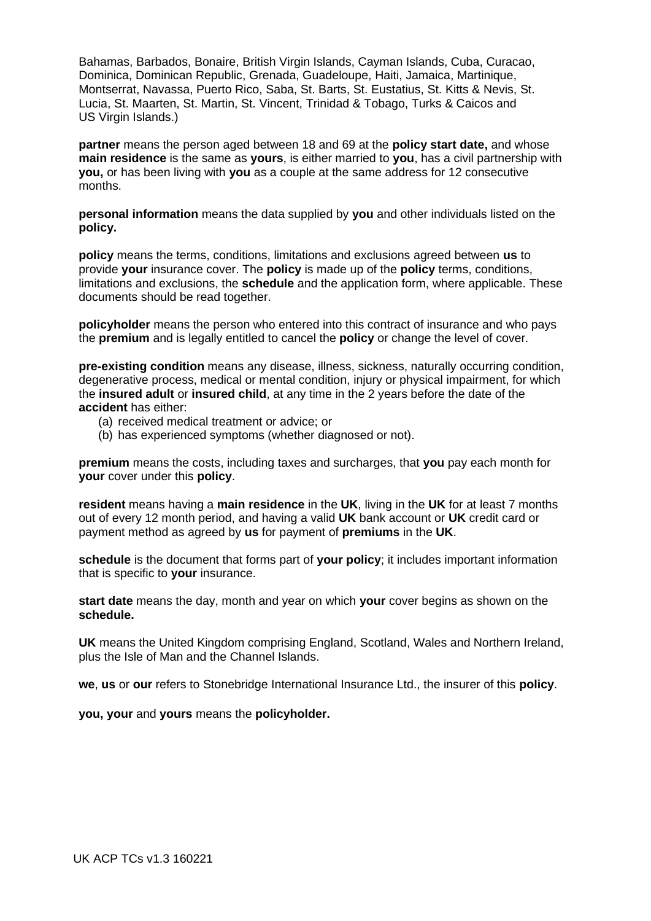Bahamas, Barbados, Bonaire, British Virgin Islands, Cayman Islands, Cuba, Curacao, Dominica, Dominican Republic, Grenada, Guadeloupe, Haiti, Jamaica, Martinique, Montserrat, Navassa, Puerto Rico, Saba, St. Barts, St. Eustatius, St. Kitts & Nevis, St. Lucia, St. Maarten, St. Martin, St. Vincent, Trinidad & Tobago, Turks & Caicos and US Virgin Islands.)

**partner** means the person aged between 18 and 69 at the **policy start date,** and whose **main residence** is the same as **yours**, is either married to **you**, has a civil partnership with **you,** or has been living with **you** as a couple at the same address for 12 consecutive months.

**personal information** means the data supplied by **you** and other individuals listed on the **policy.**

**policy** means the terms, conditions, limitations and exclusions agreed between **us** to provide **your** insurance cover. The **policy** is made up of the **policy** terms, conditions, limitations and exclusions, the **schedule** and the application form, where applicable. These documents should be read together.

**policyholder** means the person who entered into this contract of insurance and who pays the **premium** and is legally entitled to cancel the **policy** or change the level of cover.

**pre-existing condition** means any disease, illness, sickness, naturally occurring condition, degenerative process, medical or mental condition, injury or physical impairment, for which the **insured adult** or **insured child**, at any time in the 2 years before the date of the **accident** has either:

(a) received medical treatment or advice; or
(b) has experienced symptoms (whether diagnosed or not).

**premium** means the costs, including taxes and surcharges, that **you** pay each month for **your** cover under this **policy**.

**resident** means having a **main residence** in the **UK**, living in the **UK** for at least 7 months out of every 12 month period, and having a valid **UK** bank account or **UK** credit card or payment method as agreed by **us** for payment of **premiums** in the **UK**.

**schedule** is the document that forms part of **your policy**; it includes important information that is specific to **your** insurance.

**start date** means the day, month and year on which **your** cover begins as shown on the **schedule.**

**UK** means the United Kingdom comprising England, Scotland, Wales and Northern Ireland, plus the Isle of Man and the Channel Islands.

**we**, **us** or **our** refers to Stonebridge International Insurance Ltd., the insurer of this **policy**.

**you, your** and **yours** means the **policyholder.**